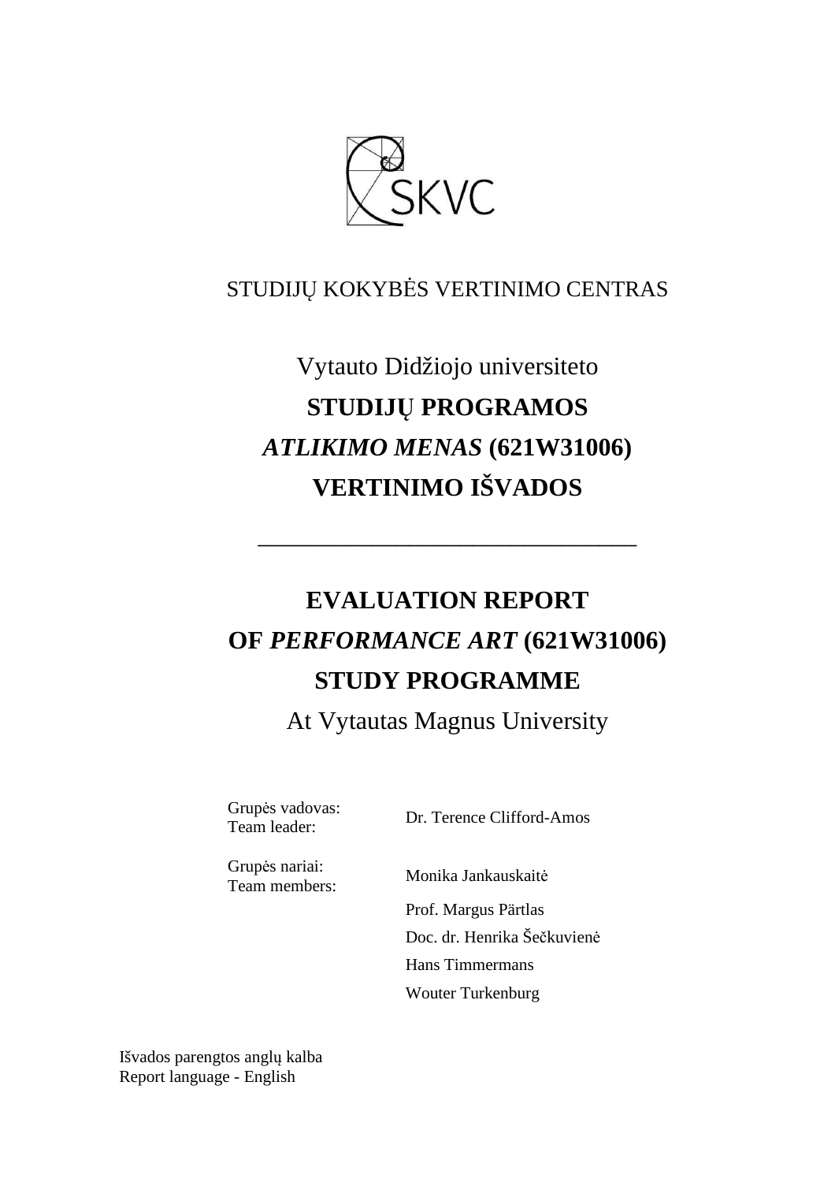SKVC

STUDIJŲ KOKYBĖS VERTINIMO CENTRAS

# Vytauto Didžiojo universiteto

# **STUDIJŲ PROGRAMOS**

# ***ATLIKIMO MENAS* (621W31006)**

# **VERTINIMO IŠVADOS**

---

# **EVALUATION REPORT**

# **OF *PERFORMANCE ART* (621W31006)**

# **STUDY PROGRAMME**

## At Vytautas Magnus University

| | |
|---|---|
| Grupės vadovas: Team leader: | Dr. Terence Clifford-Amos |
| Grupės nariai: Team members: | Monika Jankauskaitė |
| | Prof. Margus Pärtlas |
| | Doc. dr. Henrika Šečkuvienė |
| | Hans Timmermans |
| | Wouter Turkenburg |

Išvados parengtos anglų kalba
Report language - English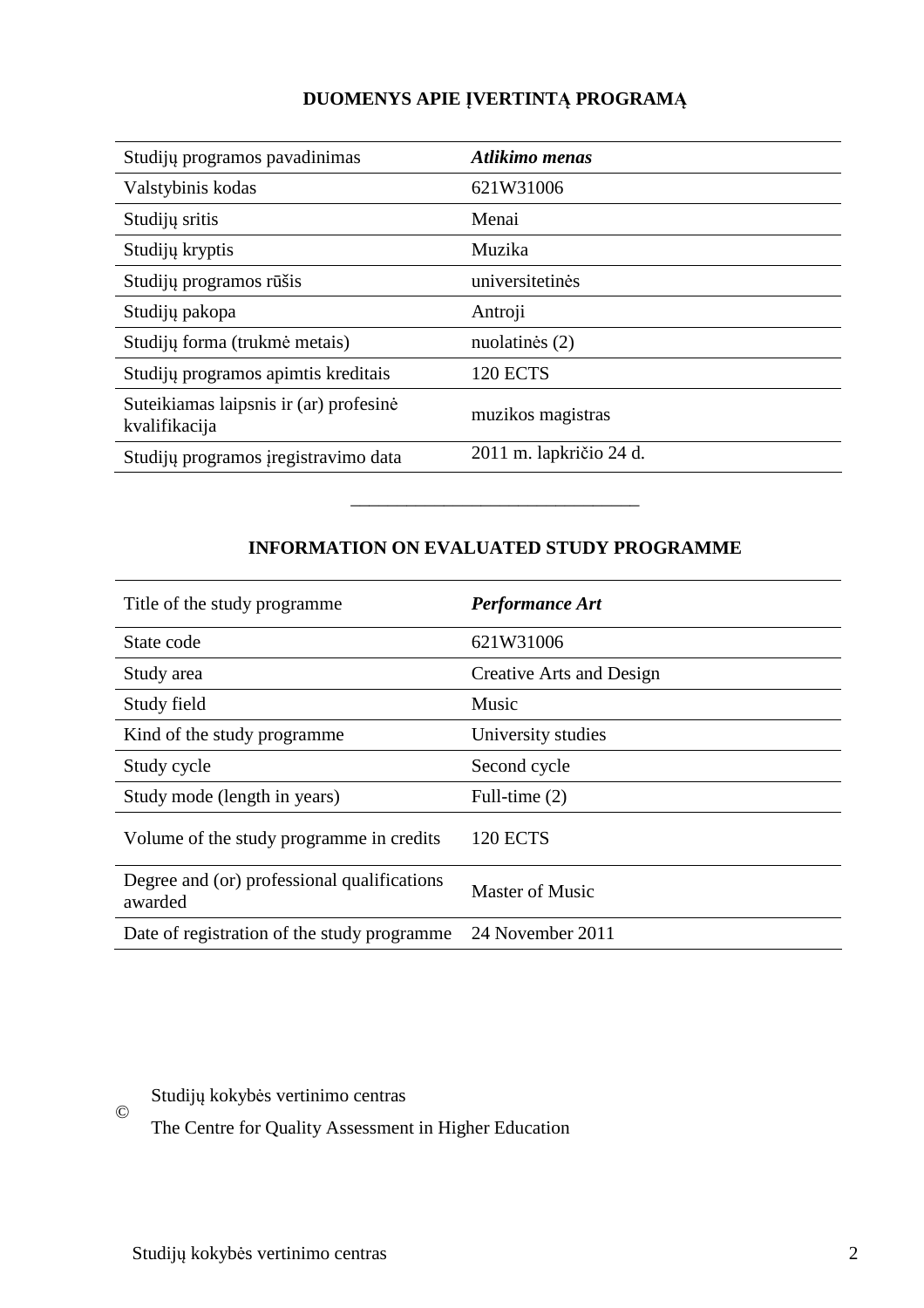## DUOMENYS APIE ĮVERTINTĄ PROGRAMĄ

| | |
|---|---|
| Studijų programos pavadinimas | ***Atlikimo menas*** |
| Valstybinis kodas | 621W31006 |
| Studijų sritis | Menai |
| Studijų kryptis | Muzika |
| Studijų programos rūšis | universitetinės |
| Studijų pakopa | Antroji |
| Studijų forma (trukmė metais) | nuolatinės (2) |
| Studijų programos apimtis kreditais | 120 ECTS |
| Suteikiamas laipsnis ir (ar) profesinė kvalifikacija | muzikos magistras |
| Studijų programos įregistravimo data | 2011 m. lapkričio 24 d. |

______________________________

## INFORMATION ON EVALUATED STUDY PROGRAMME

| | |
|---|---|
| Title of the study programme | ***Performance Art*** |
| State code | 621W31006 |
| Study area | Creative Arts and Design |
| Study field | Music |
| Kind of the study programme | University studies |
| Study cycle | Second cycle |
| Study mode (length in years) | Full-time (2) |
| Volume of the study programme in credits | 120 ECTS |
| Degree and (or) professional qualifications awarded | Master of Music |
| Date of registration of the study programme | 24 November 2011 |

© Studijų kokybės vertinimo centras

The Centre for Quality Assessment in Higher Education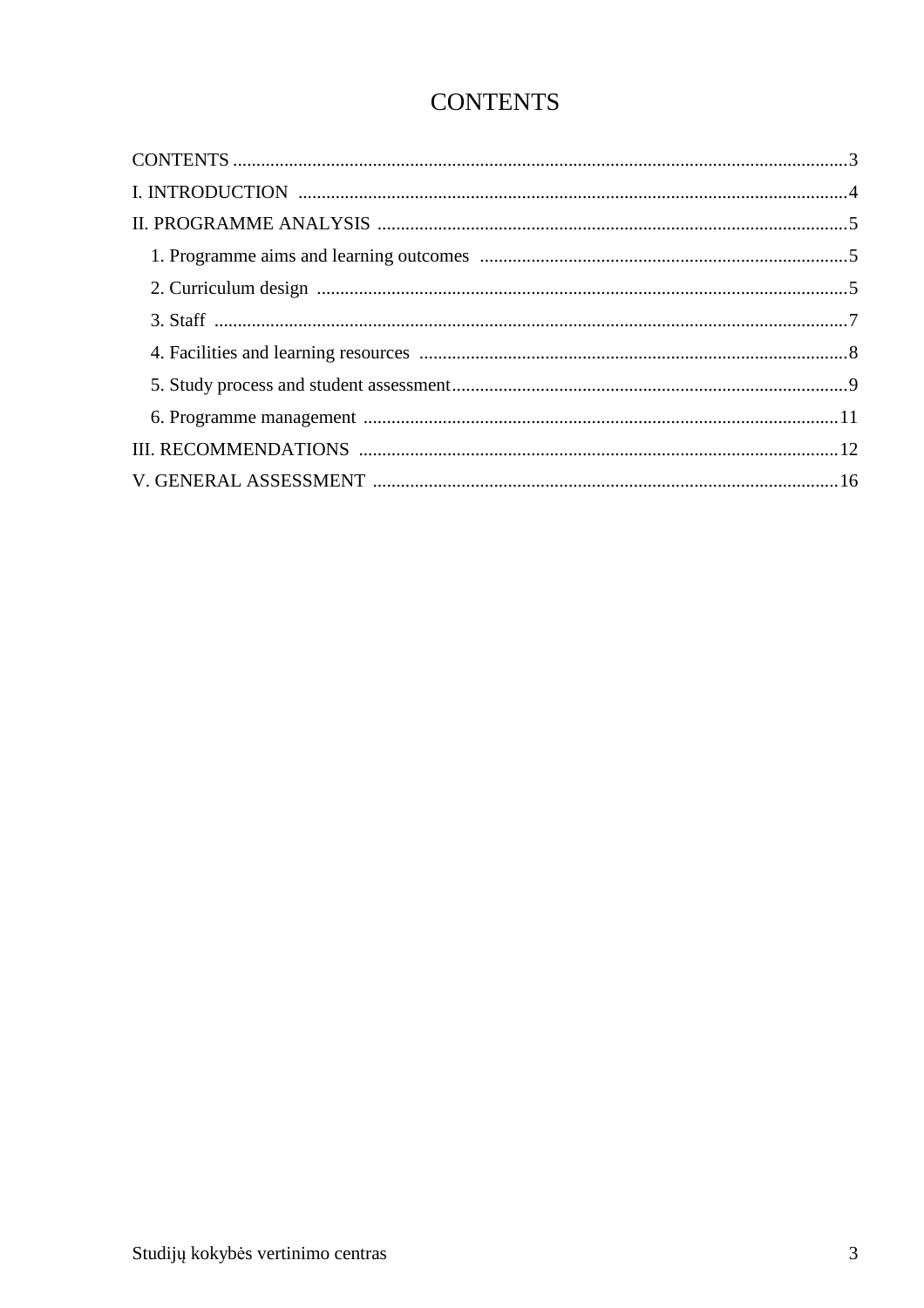# CONTENTS

CONTENTS ...................................................................................................................................3

I. INTRODUCTION ......................................................................................................................4

II. PROGRAMME ANALYSIS .....................................................................................................5

1. Programme aims and learning outcomes ...............................................................................5
2. Curriculum design ..................................................................................................................5
3. Staff ........................................................................................................................................7
4. Facilities and learning resources ............................................................................................8
5. Study process and student assessment.....................................................................................9
6. Programme management ......................................................................................................11

III. RECOMMENDATIONS .......................................................................................................12

V. GENERAL ASSESSMENT ....................................................................................................16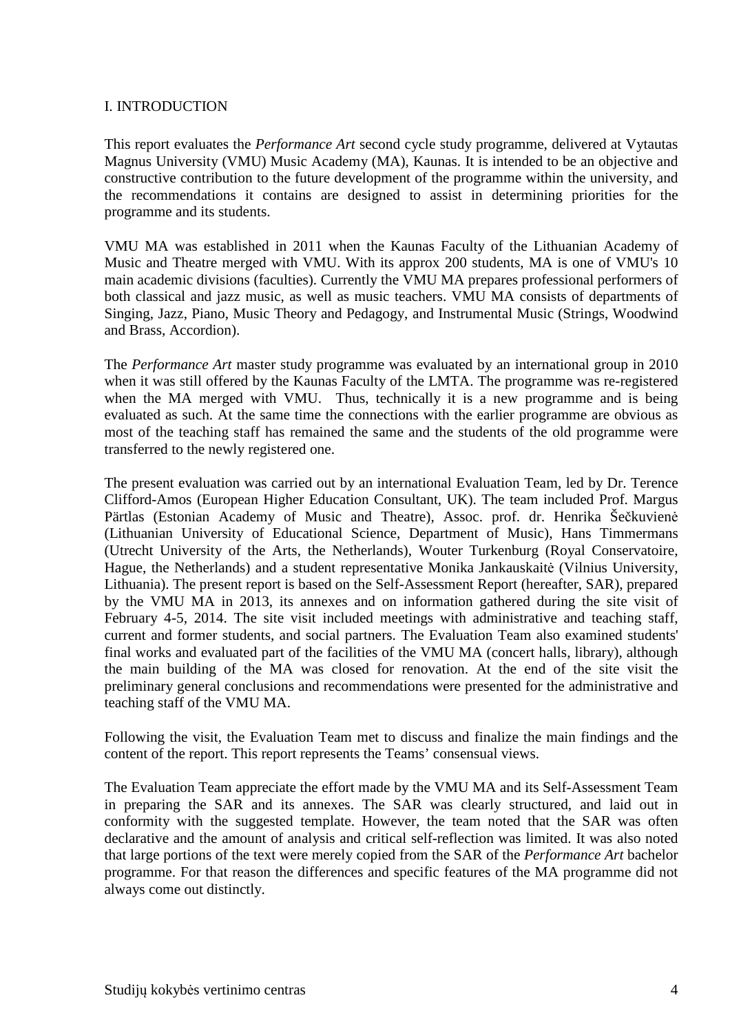## I. INTRODUCTION

This report evaluates the *Performance Art* second cycle study programme, delivered at Vytautas Magnus University (VMU) Music Academy (MA), Kaunas. It is intended to be an objective and constructive contribution to the future development of the programme within the university, and the recommendations it contains are designed to assist in determining priorities for the programme and its students.

VMU MA was established in 2011 when the Kaunas Faculty of the Lithuanian Academy of Music and Theatre merged with VMU. With its approx 200 students, MA is one of VMU's 10 main academic divisions (faculties). Currently the VMU MA prepares professional performers of both classical and jazz music, as well as music teachers. VMU MA consists of departments of Singing, Jazz, Piano, Music Theory and Pedagogy, and Instrumental Music (Strings, Woodwind and Brass, Accordion).

The *Performance Art* master study programme was evaluated by an international group in 2010 when it was still offered by the Kaunas Faculty of the LMTA. The programme was re-registered when the MA merged with VMU. Thus, technically it is a new programme and is being evaluated as such. At the same time the connections with the earlier programme are obvious as most of the teaching staff has remained the same and the students of the old programme were transferred to the newly registered one.

The present evaluation was carried out by an international Evaluation Team, led by Dr. Terence Clifford-Amos (European Higher Education Consultant, UK). The team included Prof. Margus Pärtlas (Estonian Academy of Music and Theatre), Assoc. prof. dr. Henrika Šečkuvienė (Lithuanian University of Educational Science, Department of Music), Hans Timmermans (Utrecht University of the Arts, the Netherlands), Wouter Turkenburg (Royal Conservatoire, Hague, the Netherlands) and a student representative Monika Jankauskaitė (Vilnius University, Lithuania). The present report is based on the Self-Assessment Report (hereafter, SAR), prepared by the VMU MA in 2013, its annexes and on information gathered during the site visit of February 4-5, 2014. The site visit included meetings with administrative and teaching staff, current and former students, and social partners. The Evaluation Team also examined students' final works and evaluated part of the facilities of the VMU MA (concert halls, library), although the main building of the MA was closed for renovation. At the end of the site visit the preliminary general conclusions and recommendations were presented for the administrative and teaching staff of the VMU MA.

Following the visit, the Evaluation Team met to discuss and finalize the main findings and the content of the report. This report represents the Teams' consensual views.

The Evaluation Team appreciate the effort made by the VMU MA and its Self-Assessment Team in preparing the SAR and its annexes. The SAR was clearly structured, and laid out in conformity with the suggested template. However, the team noted that the SAR was often declarative and the amount of analysis and critical self-reflection was limited. It was also noted that large portions of the text were merely copied from the SAR of the *Performance Art* bachelor programme. For that reason the differences and specific features of the MA programme did not always come out distinctly.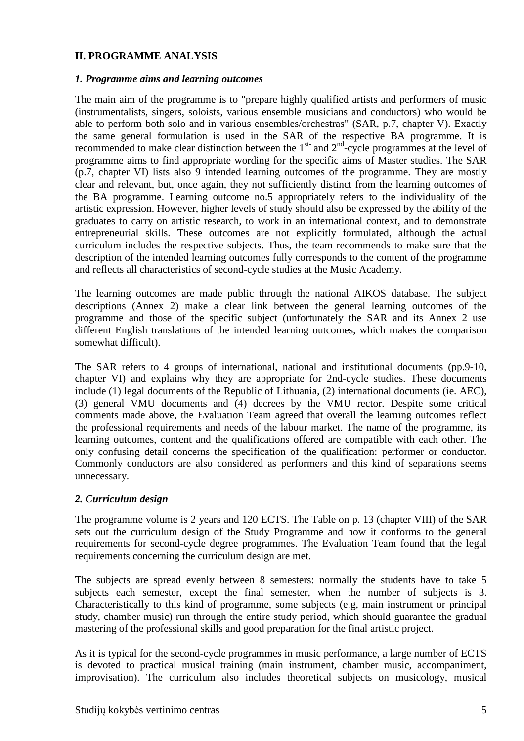## II. PROGRAMME ANALYSIS

### *1. Programme aims and learning outcomes*

The main aim of the programme is to "prepare highly qualified artists and performers of music (instrumentalists, singers, soloists, various ensemble musicians and conductors) who would be able to perform both solo and in various ensembles/orchestras" (SAR, p.7, chapter V). Exactly the same general formulation is used in the SAR of the respective BA programme. It is recommended to make clear distinction between the 1[st-] and 2[nd]-cycle programmes at the level of programme aims to find appropriate wording for the specific aims of Master studies. The SAR (p.7, chapter VI) lists also 9 intended learning outcomes of the programme. They are mostly clear and relevant, but, once again, they not sufficiently distinct from the learning outcomes of the BA programme. Learning outcome no.5 appropriately refers to the individuality of the artistic expression. However, higher levels of study should also be expressed by the ability of the graduates to carry on artistic research, to work in an international context, and to demonstrate entrepreneurial skills. These outcomes are not explicitly formulated, although the actual curriculum includes the respective subjects. Thus, the team recommends to make sure that the description of the intended learning outcomes fully corresponds to the content of the programme and reflects all characteristics of second-cycle studies at the Music Academy.

The learning outcomes are made public through the national AIKOS database. The subject descriptions (Annex 2) make a clear link between the general learning outcomes of the programme and those of the specific subject (unfortunately the SAR and its Annex 2 use different English translations of the intended learning outcomes, which makes the comparison somewhat difficult).

The SAR refers to 4 groups of international, national and institutional documents (pp.9-10, chapter VI) and explains why they are appropriate for 2nd-cycle studies. These documents include (1) legal documents of the Republic of Lithuania, (2) international documents (ie. AEC), (3) general VMU documents and (4) decrees by the VMU rector. Despite some critical comments made above, the Evaluation Team agreed that overall the learning outcomes reflect the professional requirements and needs of the labour market. The name of the programme, its learning outcomes, content and the qualifications offered are compatible with each other. The only confusing detail concerns the specification of the qualification: performer or conductor. Commonly conductors are also considered as performers and this kind of separations seems unnecessary.

### *2. Curriculum design*

The programme volume is 2 years and 120 ECTS. The Table on p. 13 (chapter VIII) of the SAR sets out the curriculum design of the Study Programme and how it conforms to the general requirements for second-cycle degree programmes. The Evaluation Team found that the legal requirements concerning the curriculum design are met.

The subjects are spread evenly between 8 semesters: normally the students have to take 5 subjects each semester, except the final semester, when the number of subjects is 3. Characteristically to this kind of programme, some subjects (e.g, main instrument or principal study, chamber music) run through the entire study period, which should guarantee the gradual mastering of the professional skills and good preparation for the final artistic project.

As it is typical for the second-cycle programmes in music performance, a large number of ECTS is devoted to practical musical training (main instrument, chamber music, accompaniment, improvisation). The curriculum also includes theoretical subjects on musicology, musical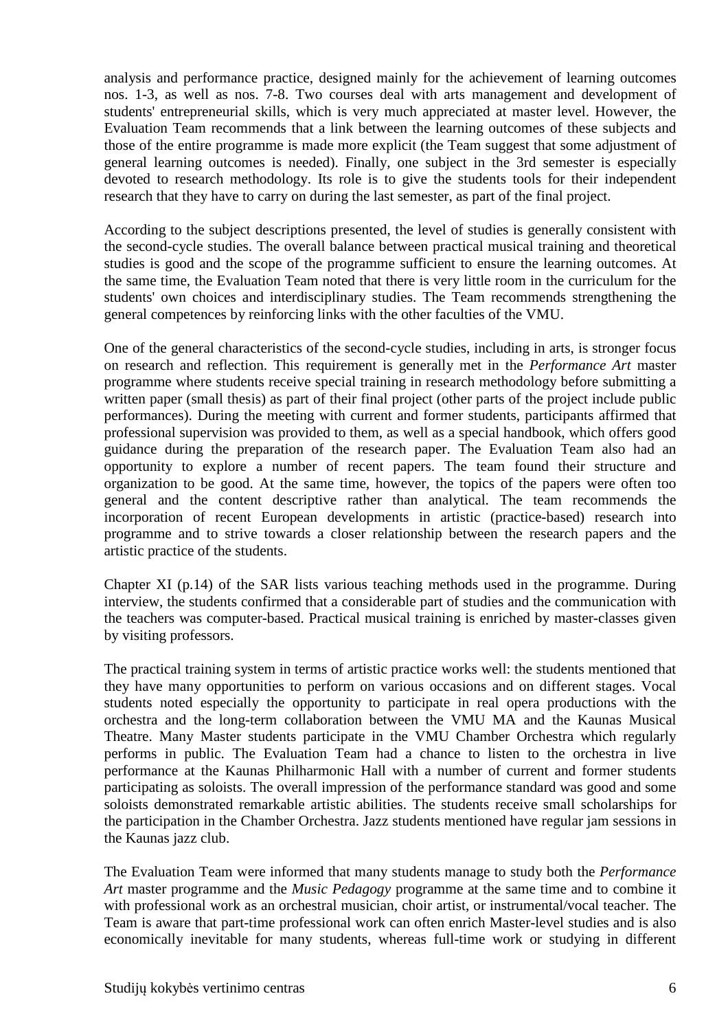analysis and performance practice, designed mainly for the achievement of learning outcomes nos. 1-3, as well as nos. 7-8. Two courses deal with arts management and development of students' entrepreneurial skills, which is very much appreciated at master level. However, the Evaluation Team recommends that a link between the learning outcomes of these subjects and those of the entire programme is made more explicit (the Team suggest that some adjustment of general learning outcomes is needed). Finally, one subject in the 3rd semester is especially devoted to research methodology. Its role is to give the students tools for their independent research that they have to carry on during the last semester, as part of the final project.

According to the subject descriptions presented, the level of studies is generally consistent with the second-cycle studies. The overall balance between practical musical training and theoretical studies is good and the scope of the programme sufficient to ensure the learning outcomes. At the same time, the Evaluation Team noted that there is very little room in the curriculum for the students' own choices and interdisciplinary studies. The Team recommends strengthening the general competences by reinforcing links with the other faculties of the VMU.

One of the general characteristics of the second-cycle studies, including in arts, is stronger focus on research and reflection. This requirement is generally met in the *Performance Art* master programme where students receive special training in research methodology before submitting a written paper (small thesis) as part of their final project (other parts of the project include public performances). During the meeting with current and former students, participants affirmed that professional supervision was provided to them, as well as a special handbook, which offers good guidance during the preparation of the research paper. The Evaluation Team also had an opportunity to explore a number of recent papers. The team found their structure and organization to be good. At the same time, however, the topics of the papers were often too general and the content descriptive rather than analytical. The team recommends the incorporation of recent European developments in artistic (practice-based) research into programme and to strive towards a closer relationship between the research papers and the artistic practice of the students.

Chapter XI (p.14) of the SAR lists various teaching methods used in the programme. During interview, the students confirmed that a considerable part of studies and the communication with the teachers was computer-based. Practical musical training is enriched by master-classes given by visiting professors.

The practical training system in terms of artistic practice works well: the students mentioned that they have many opportunities to perform on various occasions and on different stages. Vocal students noted especially the opportunity to participate in real opera productions with the orchestra and the long-term collaboration between the VMU MA and the Kaunas Musical Theatre. Many Master students participate in the VMU Chamber Orchestra which regularly performs in public. The Evaluation Team had a chance to listen to the orchestra in live performance at the Kaunas Philharmonic Hall with a number of current and former students participating as soloists. The overall impression of the performance standard was good and some soloists demonstrated remarkable artistic abilities. The students receive small scholarships for the participation in the Chamber Orchestra. Jazz students mentioned have regular jam sessions in the Kaunas jazz club.

The Evaluation Team were informed that many students manage to study both the *Performance Art* master programme and the *Music Pedagogy* programme at the same time and to combine it with professional work as an orchestral musician, choir artist, or instrumental/vocal teacher. The Team is aware that part-time professional work can often enrich Master-level studies and is also economically inevitable for many students, whereas full-time work or studying in different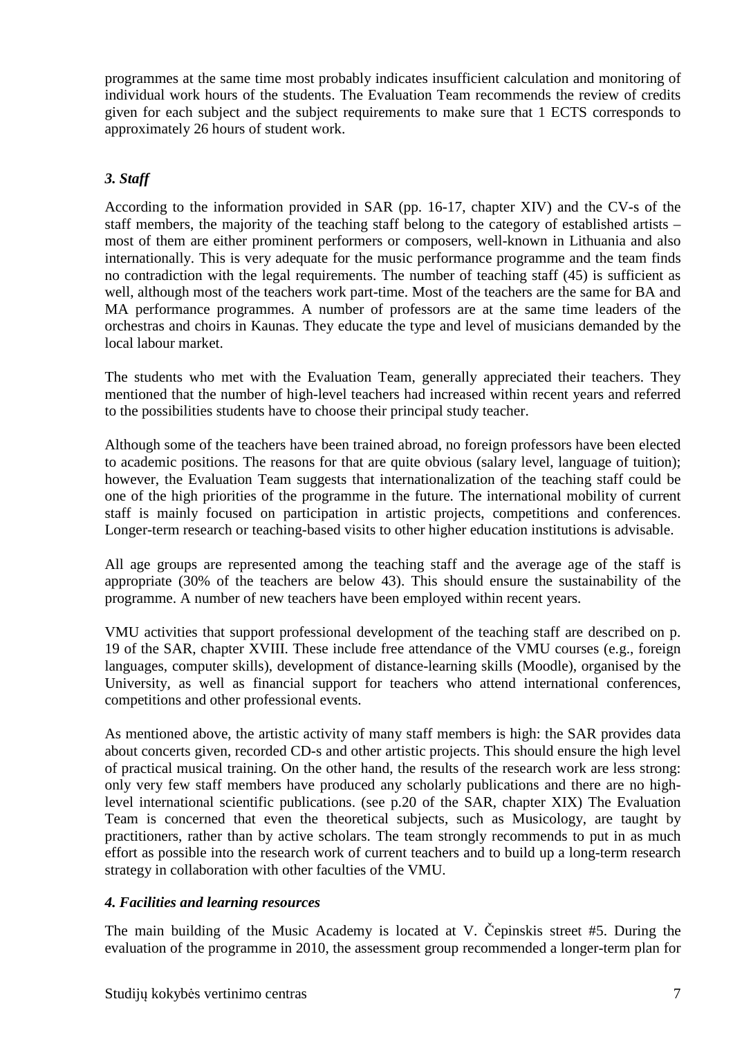programmes at the same time most probably indicates insufficient calculation and monitoring of individual work hours of the students. The Evaluation Team recommends the review of credits given for each subject and the subject requirements to make sure that 1 ECTS corresponds to approximately 26 hours of student work.

### *3. Staff*

According to the information provided in SAR (pp. 16-17, chapter XIV) and the CV-s of the staff members, the majority of the teaching staff belong to the category of established artists – most of them are either prominent performers or composers, well-known in Lithuania and also internationally. This is very adequate for the music performance programme and the team finds no contradiction with the legal requirements. The number of teaching staff (45) is sufficient as well, although most of the teachers work part-time. Most of the teachers are the same for BA and MA performance programmes. A number of professors are at the same time leaders of the orchestras and choirs in Kaunas. They educate the type and level of musicians demanded by the local labour market.

The students who met with the Evaluation Team, generally appreciated their teachers. They mentioned that the number of high-level teachers had increased within recent years and referred to the possibilities students have to choose their principal study teacher.

Although some of the teachers have been trained abroad, no foreign professors have been elected to academic positions. The reasons for that are quite obvious (salary level, language of tuition); however, the Evaluation Team suggests that internationalization of the teaching staff could be one of the high priorities of the programme in the future. The international mobility of current staff is mainly focused on participation in artistic projects, competitions and conferences. Longer-term research or teaching-based visits to other higher education institutions is advisable.

All age groups are represented among the teaching staff and the average age of the staff is appropriate (30% of the teachers are below 43). This should ensure the sustainability of the programme. A number of new teachers have been employed within recent years.

VMU activities that support professional development of the teaching staff are described on p. 19 of the SAR, chapter XVIII. These include free attendance of the VMU courses (e.g., foreign languages, computer skills), development of distance-learning skills (Moodle), organised by the University, as well as financial support for teachers who attend international conferences, competitions and other professional events.

As mentioned above, the artistic activity of many staff members is high: the SAR provides data about concerts given, recorded CD-s and other artistic projects. This should ensure the high level of practical musical training. On the other hand, the results of the research work are less strong: only very few staff members have produced any scholarly publications and there are no high-level international scientific publications. (see p.20 of the SAR, chapter XIX) The Evaluation Team is concerned that even the theoretical subjects, such as Musicology, are taught by practitioners, rather than by active scholars. The team strongly recommends to put in as much effort as possible into the research work of current teachers and to build up a long-term research strategy in collaboration with other faculties of the VMU.

### *4. Facilities and learning resources*

The main building of the Music Academy is located at V. Čepinskis street #5. During the evaluation of the programme in 2010, the assessment group recommended a longer-term plan for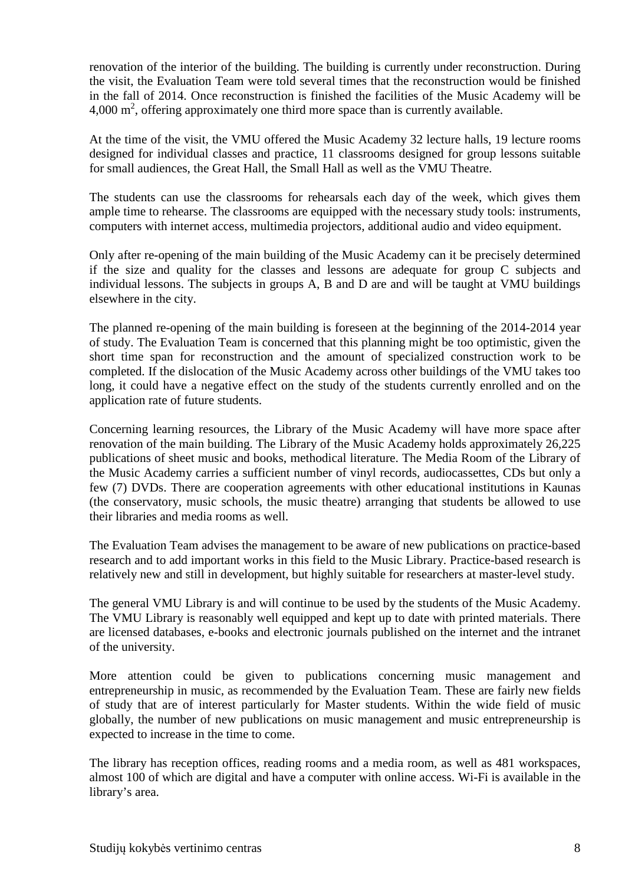renovation of the interior of the building. The building is currently under reconstruction. During the visit, the Evaluation Team were told several times that the reconstruction would be finished in the fall of 2014. Once reconstruction is finished the facilities of the Music Academy will be 4,000 $m^2$, offering approximately one third more space than is currently available.

At the time of the visit, the VMU offered the Music Academy 32 lecture halls, 19 lecture rooms designed for individual classes and practice, 11 classrooms designed for group lessons suitable for small audiences, the Great Hall, the Small Hall as well as the VMU Theatre.

The students can use the classrooms for rehearsals each day of the week, which gives them ample time to rehearse. The classrooms are equipped with the necessary study tools: instruments, computers with internet access, multimedia projectors, additional audio and video equipment.

Only after re-opening of the main building of the Music Academy can it be precisely determined if the size and quality for the classes and lessons are adequate for group C subjects and individual lessons. The subjects in groups A, B and D are and will be taught at VMU buildings elsewhere in the city.

The planned re-opening of the main building is foreseen at the beginning of the 2014-2014 year of study. The Evaluation Team is concerned that this planning might be too optimistic, given the short time span for reconstruction and the amount of specialized construction work to be completed. If the dislocation of the Music Academy across other buildings of the VMU takes too long, it could have a negative effect on the study of the students currently enrolled and on the application rate of future students.

Concerning learning resources, the Library of the Music Academy will have more space after renovation of the main building. The Library of the Music Academy holds approximately 26,225 publications of sheet music and books, methodical literature. The Media Room of the Library of the Music Academy carries a sufficient number of vinyl records, audiocassettes, CDs but only a few (7) DVDs. There are cooperation agreements with other educational institutions in Kaunas (the conservatory, music schools, the music theatre) arranging that students be allowed to use their libraries and media rooms as well.

The Evaluation Team advises the management to be aware of new publications on practice-based research and to add important works in this field to the Music Library. Practice-based research is relatively new and still in development, but highly suitable for researchers at master-level study.

The general VMU Library is and will continue to be used by the students of the Music Academy. The VMU Library is reasonably well equipped and kept up to date with printed materials. There are licensed databases, e-books and electronic journals published on the internet and the intranet of the university.

More attention could be given to publications concerning music management and entrepreneurship in music, as recommended by the Evaluation Team. These are fairly new fields of study that are of interest particularly for Master students. Within the wide field of music globally, the number of new publications on music management and music entrepreneurship is expected to increase in the time to come.

The library has reception offices, reading rooms and a media room, as well as 481 workspaces, almost 100 of which are digital and have a computer with online access. Wi-Fi is available in the library's area.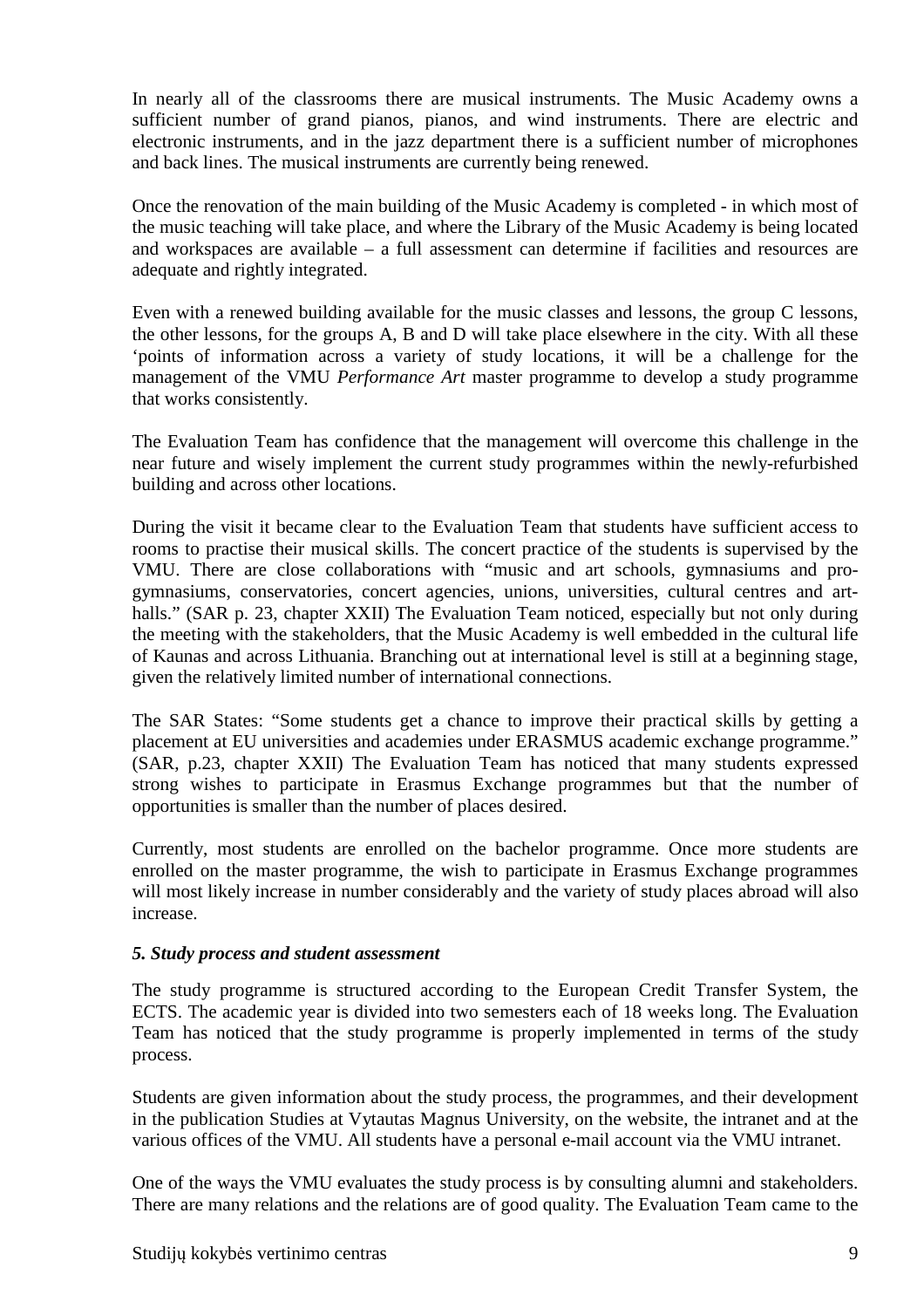In nearly all of the classrooms there are musical instruments. The Music Academy owns a sufficient number of grand pianos, pianos, and wind instruments. There are electric and electronic instruments, and in the jazz department there is a sufficient number of microphones and back lines. The musical instruments are currently being renewed.

Once the renovation of the main building of the Music Academy is completed - in which most of the music teaching will take place, and where the Library of the Music Academy is being located and workspaces are available – a full assessment can determine if facilities and resources are adequate and rightly integrated.

Even with a renewed building available for the music classes and lessons, the group C lessons, the other lessons, for the groups A, B and D will take place elsewhere in the city. With all these 'points of information across a variety of study locations, it will be a challenge for the management of the VMU *Performance Art* master programme to develop a study programme that works consistently.

The Evaluation Team has confidence that the management will overcome this challenge in the near future and wisely implement the current study programmes within the newly-refurbished building and across other locations.

During the visit it became clear to the Evaluation Team that students have sufficient access to rooms to practise their musical skills. The concert practice of the students is supervised by the VMU. There are close collaborations with "music and art schools, gymnasiums and pro-gymnasiums, conservatories, concert agencies, unions, universities, cultural centres and art-halls." (SAR p. 23, chapter XXII) The Evaluation Team noticed, especially but not only during the meeting with the stakeholders, that the Music Academy is well embedded in the cultural life of Kaunas and across Lithuania. Branching out at international level is still at a beginning stage, given the relatively limited number of international connections.

The SAR States: "Some students get a chance to improve their practical skills by getting a placement at EU universities and academies under ERASMUS academic exchange programme." (SAR, p.23, chapter XXII) The Evaluation Team has noticed that many students expressed strong wishes to participate in Erasmus Exchange programmes but that the number of opportunities is smaller than the number of places desired.

Currently, most students are enrolled on the bachelor programme. Once more students are enrolled on the master programme, the wish to participate in Erasmus Exchange programmes will most likely increase in number considerably and the variety of study places abroad will also increase.

### *5. Study process and student assessment*

The study programme is structured according to the European Credit Transfer System, the ECTS. The academic year is divided into two semesters each of 18 weeks long. The Evaluation Team has noticed that the study programme is properly implemented in terms of the study process.

Students are given information about the study process, the programmes, and their development in the publication Studies at Vytautas Magnus University, on the website, the intranet and at the various offices of the VMU. All students have a personal e-mail account via the VMU intranet.

One of the ways the VMU evaluates the study process is by consulting alumni and stakeholders. There are many relations and the relations are of good quality. The Evaluation Team came to the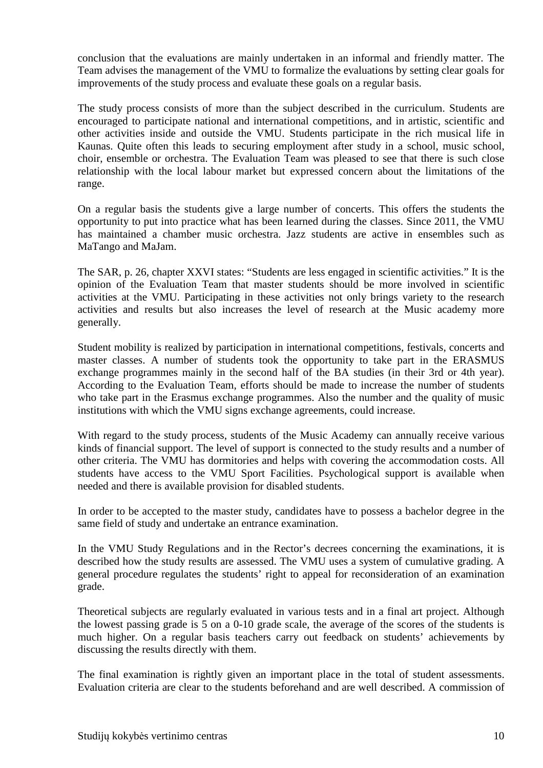conclusion that the evaluations are mainly undertaken in an informal and friendly matter. The Team advises the management of the VMU to formalize the evaluations by setting clear goals for improvements of the study process and evaluate these goals on a regular basis.

The study process consists of more than the subject described in the curriculum. Students are encouraged to participate national and international competitions, and in artistic, scientific and other activities inside and outside the VMU. Students participate in the rich musical life in Kaunas. Quite often this leads to securing employment after study in a school, music school, choir, ensemble or orchestra. The Evaluation Team was pleased to see that there is such close relationship with the local labour market but expressed concern about the limitations of the range.

On a regular basis the students give a large number of concerts. This offers the students the opportunity to put into practice what has been learned during the classes. Since 2011, the VMU has maintained a chamber music orchestra. Jazz students are active in ensembles such as MaTango and MaJam.

The SAR, p. 26, chapter XXVI states: "Students are less engaged in scientific activities." It is the opinion of the Evaluation Team that master students should be more involved in scientific activities at the VMU. Participating in these activities not only brings variety to the research activities and results but also increases the level of research at the Music academy more generally.

Student mobility is realized by participation in international competitions, festivals, concerts and master classes. A number of students took the opportunity to take part in the ERASMUS exchange programmes mainly in the second half of the BA studies (in their 3rd or 4th year). According to the Evaluation Team, efforts should be made to increase the number of students who take part in the Erasmus exchange programmes. Also the number and the quality of music institutions with which the VMU signs exchange agreements, could increase.

With regard to the study process, students of the Music Academy can annually receive various kinds of financial support. The level of support is connected to the study results and a number of other criteria. The VMU has dormitories and helps with covering the accommodation costs. All students have access to the VMU Sport Facilities. Psychological support is available when needed and there is available provision for disabled students.

In order to be accepted to the master study, candidates have to possess a bachelor degree in the same field of study and undertake an entrance examination.

In the VMU Study Regulations and in the Rector's decrees concerning the examinations, it is described how the study results are assessed. The VMU uses a system of cumulative grading. A general procedure regulates the students' right to appeal for reconsideration of an examination grade.

Theoretical subjects are regularly evaluated in various tests and in a final art project. Although the lowest passing grade is 5 on a 0-10 grade scale, the average of the scores of the students is much higher. On a regular basis teachers carry out feedback on students' achievements by discussing the results directly with them.

The final examination is rightly given an important place in the total of student assessments. Evaluation criteria are clear to the students beforehand and are well described. A commission of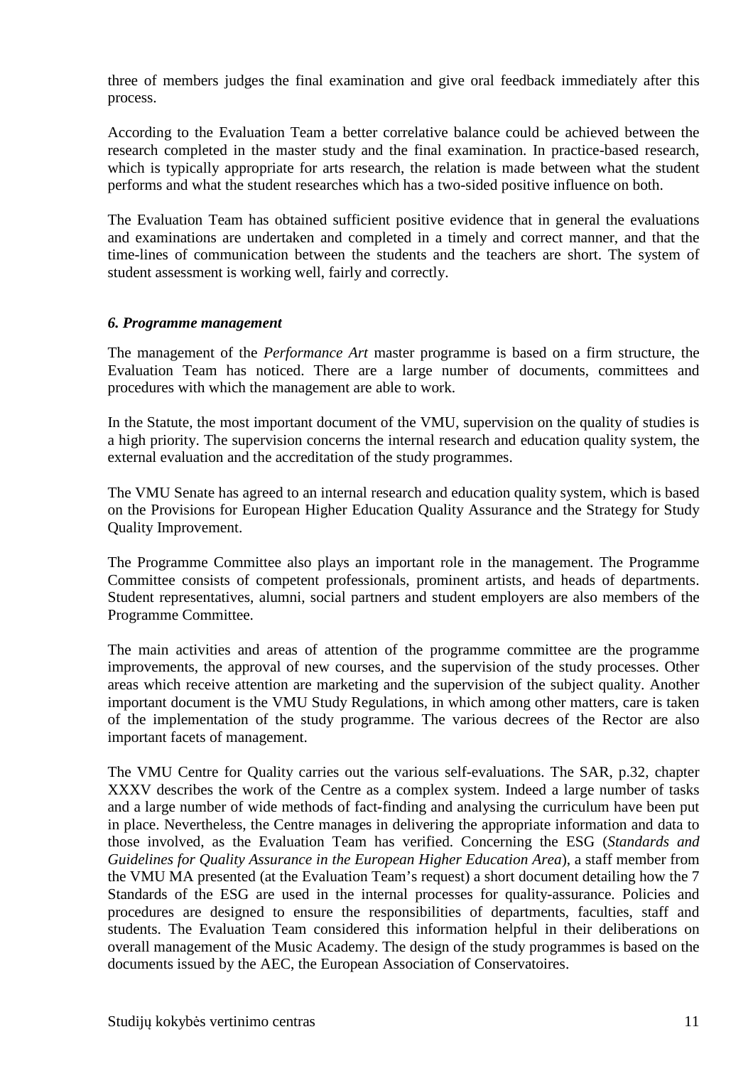three of members judges the final examination and give oral feedback immediately after this process.

According to the Evaluation Team a better correlative balance could be achieved between the research completed in the master study and the final examination. In practice-based research, which is typically appropriate for arts research, the relation is made between what the student performs and what the student researches which has a two-sided positive influence on both.

The Evaluation Team has obtained sufficient positive evidence that in general the evaluations and examinations are undertaken and completed in a timely and correct manner, and that the time-lines of communication between the students and the teachers are short. The system of student assessment is working well, fairly and correctly.

### *6. Programme management*

The management of the *Performance Art* master programme is based on a firm structure, the Evaluation Team has noticed. There are a large number of documents, committees and procedures with which the management are able to work.

In the Statute, the most important document of the VMU, supervision on the quality of studies is a high priority. The supervision concerns the internal research and education quality system, the external evaluation and the accreditation of the study programmes.

The VMU Senate has agreed to an internal research and education quality system, which is based on the Provisions for European Higher Education Quality Assurance and the Strategy for Study Quality Improvement.

The Programme Committee also plays an important role in the management. The Programme Committee consists of competent professionals, prominent artists, and heads of departments. Student representatives, alumni, social partners and student employers are also members of the Programme Committee.

The main activities and areas of attention of the programme committee are the programme improvements, the approval of new courses, and the supervision of the study processes. Other areas which receive attention are marketing and the supervision of the subject quality. Another important document is the VMU Study Regulations, in which among other matters, care is taken of the implementation of the study programme. The various decrees of the Rector are also important facets of management.

The VMU Centre for Quality carries out the various self-evaluations. The SAR, p.32, chapter XXXV describes the work of the Centre as a complex system. Indeed a large number of tasks and a large number of wide methods of fact-finding and analysing the curriculum have been put in place. Nevertheless, the Centre manages in delivering the appropriate information and data to those involved, as the Evaluation Team has verified. Concerning the ESG (*Standards and Guidelines for Quality Assurance in the European Higher Education Area*), a staff member from the VMU MA presented (at the Evaluation Team's request) a short document detailing how the 7 Standards of the ESG are used in the internal processes for quality-assurance. Policies and procedures are designed to ensure the responsibilities of departments, faculties, staff and students. The Evaluation Team considered this information helpful in their deliberations on overall management of the Music Academy. The design of the study programmes is based on the documents issued by the AEC, the European Association of Conservatoires.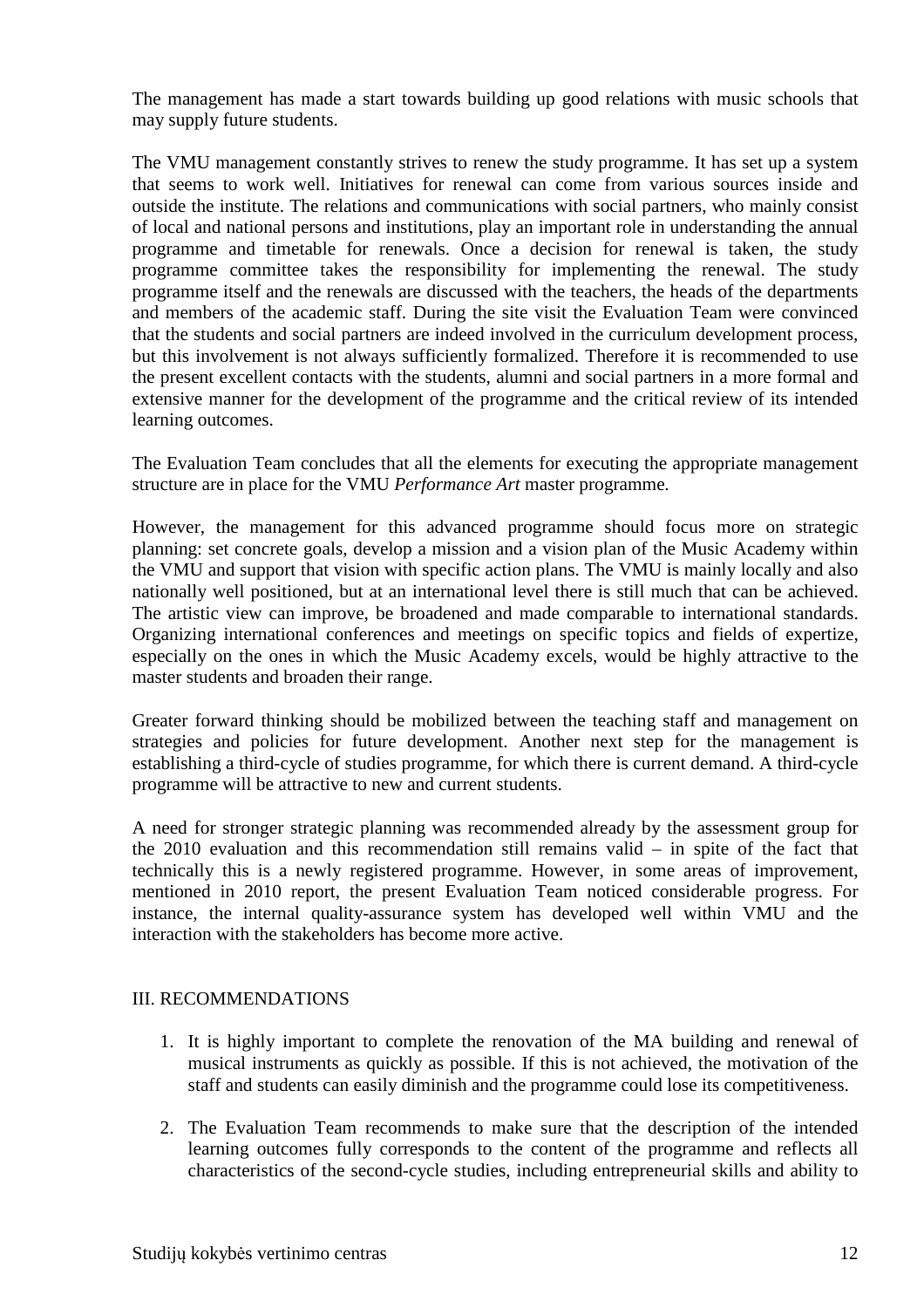The management has made a start towards building up good relations with music schools that may supply future students.

The VMU management constantly strives to renew the study programme. It has set up a system that seems to work well. Initiatives for renewal can come from various sources inside and outside the institute. The relations and communications with social partners, who mainly consist of local and national persons and institutions, play an important role in understanding the annual programme and timetable for renewals. Once a decision for renewal is taken, the study programme committee takes the responsibility for implementing the renewal. The study programme itself and the renewals are discussed with the teachers, the heads of the departments and members of the academic staff. During the site visit the Evaluation Team were convinced that the students and social partners are indeed involved in the curriculum development process, but this involvement is not always sufficiently formalized. Therefore it is recommended to use the present excellent contacts with the students, alumni and social partners in a more formal and extensive manner for the development of the programme and the critical review of its intended learning outcomes.

The Evaluation Team concludes that all the elements for executing the appropriate management structure are in place for the VMU *Performance Art* master programme.

However, the management for this advanced programme should focus more on strategic planning: set concrete goals, develop a mission and a vision plan of the Music Academy within the VMU and support that vision with specific action plans. The VMU is mainly locally and also nationally well positioned, but at an international level there is still much that can be achieved. The artistic view can improve, be broadened and made comparable to international standards. Organizing international conferences and meetings on specific topics and fields of expertize, especially on the ones in which the Music Academy excels, would be highly attractive to the master students and broaden their range.

Greater forward thinking should be mobilized between the teaching staff and management on strategies and policies for future development. Another next step for the management is establishing a third-cycle of studies programme, for which there is current demand. A third-cycle programme will be attractive to new and current students.

A need for stronger strategic planning was recommended already by the assessment group for the 2010 evaluation and this recommendation still remains valid – in spite of the fact that technically this is a newly registered programme. However, in some areas of improvement, mentioned in 2010 report, the present Evaluation Team noticed considerable progress. For instance, the internal quality-assurance system has developed well within VMU and the interaction with the stakeholders has become more active.

## III. RECOMMENDATIONS

1. It is highly important to complete the renovation of the MA building and renewal of musical instruments as quickly as possible. If this is not achieved, the motivation of the staff and students can easily diminish and the programme could lose its competitiveness.

2. The Evaluation Team recommends to make sure that the description of the intended learning outcomes fully corresponds to the content of the programme and reflects all characteristics of the second-cycle studies, including entrepreneurial skills and ability to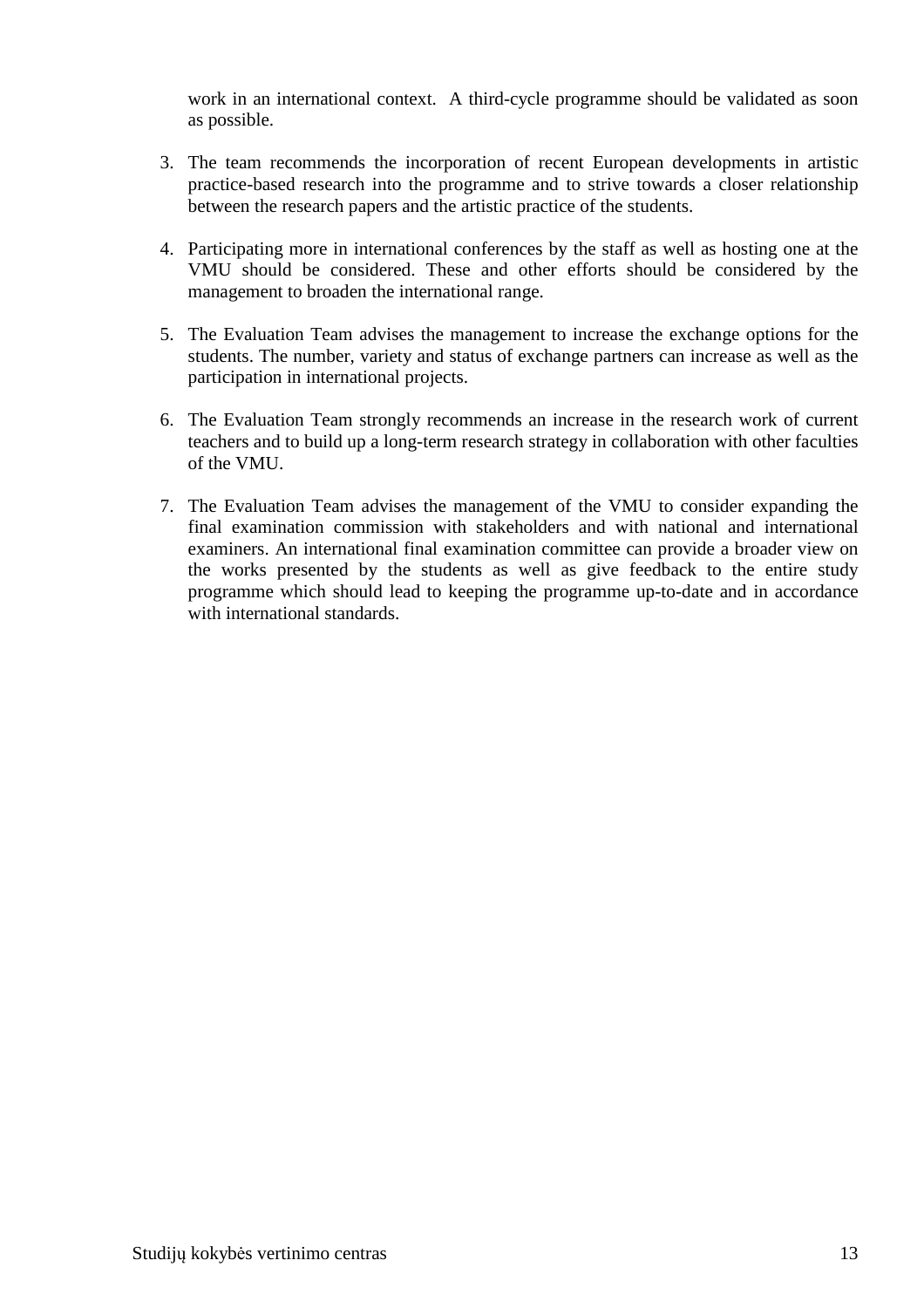work in an international context. A third-cycle programme should be validated as soon as possible.

3. The team recommends the incorporation of recent European developments in artistic practice-based research into the programme and to strive towards a closer relationship between the research papers and the artistic practice of the students.

4. Participating more in international conferences by the staff as well as hosting one at the VMU should be considered. These and other efforts should be considered by the management to broaden the international range.

5. The Evaluation Team advises the management to increase the exchange options for the students. The number, variety and status of exchange partners can increase as well as the participation in international projects.

6. The Evaluation Team strongly recommends an increase in the research work of current teachers and to build up a long-term research strategy in collaboration with other faculties of the VMU.

7. The Evaluation Team advises the management of the VMU to consider expanding the final examination commission with stakeholders and with national and international examiners. An international final examination committee can provide a broader view on the works presented by the students as well as give feedback to the entire study programme which should lead to keeping the programme up-to-date and in accordance with international standards.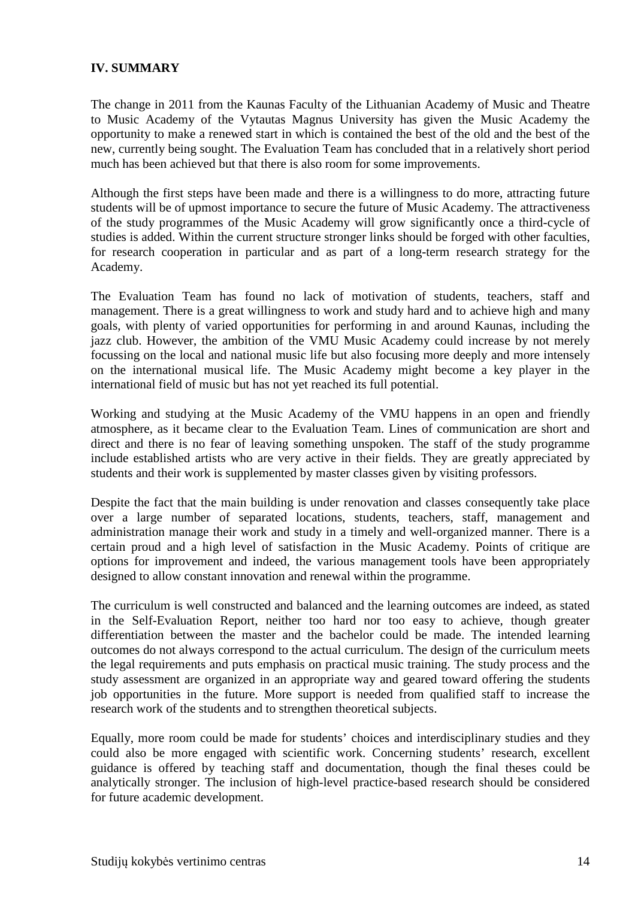## IV. SUMMARY

The change in 2011 from the Kaunas Faculty of the Lithuanian Academy of Music and Theatre to Music Academy of the Vytautas Magnus University has given the Music Academy the opportunity to make a renewed start in which is contained the best of the old and the best of the new, currently being sought. The Evaluation Team has concluded that in a relatively short period much has been achieved but that there is also room for some improvements.

Although the first steps have been made and there is a willingness to do more, attracting future students will be of upmost importance to secure the future of Music Academy. The attractiveness of the study programmes of the Music Academy will grow significantly once a third-cycle of studies is added. Within the current structure stronger links should be forged with other faculties, for research cooperation in particular and as part of a long-term research strategy for the Academy.

The Evaluation Team has found no lack of motivation of students, teachers, staff and management. There is a great willingness to work and study hard and to achieve high and many goals, with plenty of varied opportunities for performing in and around Kaunas, including the jazz club. However, the ambition of the VMU Music Academy could increase by not merely focussing on the local and national music life but also focusing more deeply and more intensely on the international musical life. The Music Academy might become a key player in the international field of music but has not yet reached its full potential.

Working and studying at the Music Academy of the VMU happens in an open and friendly atmosphere, as it became clear to the Evaluation Team. Lines of communication are short and direct and there is no fear of leaving something unspoken. The staff of the study programme include established artists who are very active in their fields. They are greatly appreciated by students and their work is supplemented by master classes given by visiting professors.

Despite the fact that the main building is under renovation and classes consequently take place over a large number of separated locations, students, teachers, staff, management and administration manage their work and study in a timely and well-organized manner. There is a certain proud and a high level of satisfaction in the Music Academy. Points of critique are options for improvement and indeed, the various management tools have been appropriately designed to allow constant innovation and renewal within the programme.

The curriculum is well constructed and balanced and the learning outcomes are indeed, as stated in the Self-Evaluation Report, neither too hard nor too easy to achieve, though greater differentiation between the master and the bachelor could be made. The intended learning outcomes do not always correspond to the actual curriculum. The design of the curriculum meets the legal requirements and puts emphasis on practical music training. The study process and the study assessment are organized in an appropriate way and geared toward offering the students job opportunities in the future. More support is needed from qualified staff to increase the research work of the students and to strengthen theoretical subjects.

Equally, more room could be made for students' choices and interdisciplinary studies and they could also be more engaged with scientific work. Concerning students' research, excellent guidance is offered by teaching staff and documentation, though the final theses could be analytically stronger. The inclusion of high-level practice-based research should be considered for future academic development.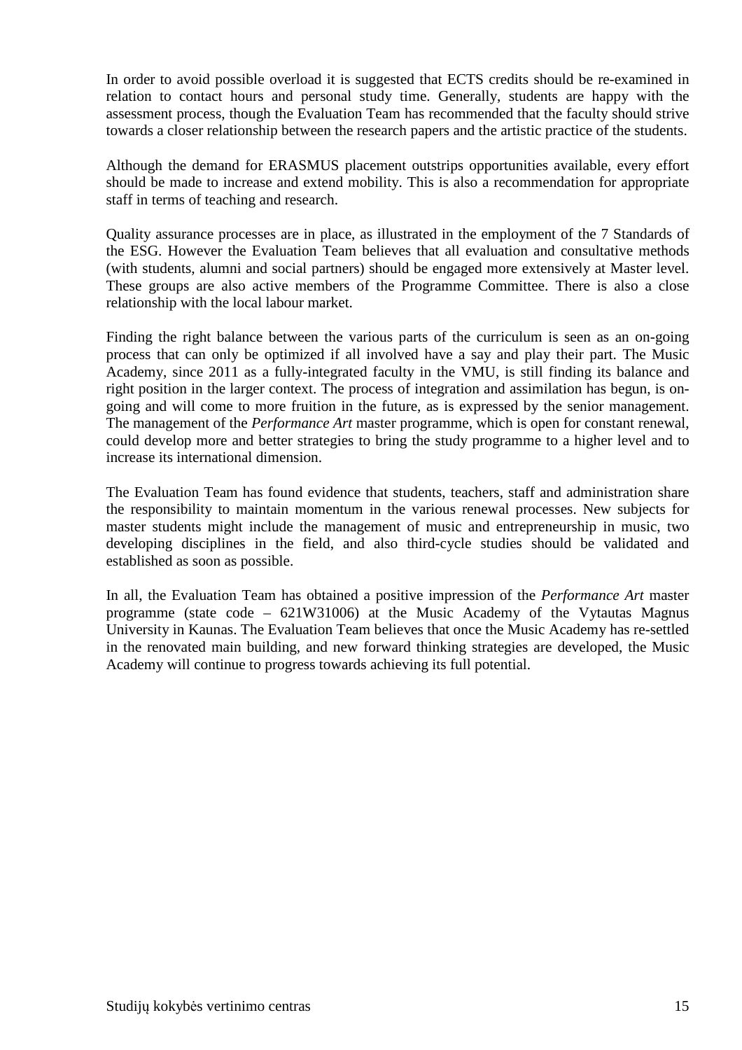In order to avoid possible overload it is suggested that ECTS credits should be re-examined in relation to contact hours and personal study time. Generally, students are happy with the assessment process, though the Evaluation Team has recommended that the faculty should strive towards a closer relationship between the research papers and the artistic practice of the students.

Although the demand for ERASMUS placement outstrips opportunities available, every effort should be made to increase and extend mobility. This is also a recommendation for appropriate staff in terms of teaching and research.

Quality assurance processes are in place, as illustrated in the employment of the 7 Standards of the ESG. However the Evaluation Team believes that all evaluation and consultative methods (with students, alumni and social partners) should be engaged more extensively at Master level. These groups are also active members of the Programme Committee. There is also a close relationship with the local labour market.

Finding the right balance between the various parts of the curriculum is seen as an on-going process that can only be optimized if all involved have a say and play their part. The Music Academy, since 2011 as a fully-integrated faculty in the VMU, is still finding its balance and right position in the larger context. The process of integration and assimilation has begun, is on-going and will come to more fruition in the future, as is expressed by the senior management. The management of the *Performance Art* master programme, which is open for constant renewal, could develop more and better strategies to bring the study programme to a higher level and to increase its international dimension.

The Evaluation Team has found evidence that students, teachers, staff and administration share the responsibility to maintain momentum in the various renewal processes. New subjects for master students might include the management of music and entrepreneurship in music, two developing disciplines in the field, and also third-cycle studies should be validated and established as soon as possible.

In all, the Evaluation Team has obtained a positive impression of the *Performance Art* master programme (state code – 621W31006) at the Music Academy of the Vytautas Magnus University in Kaunas. The Evaluation Team believes that once the Music Academy has re-settled in the renovated main building, and new forward thinking strategies are developed, the Music Academy will continue to progress towards achieving its full potential.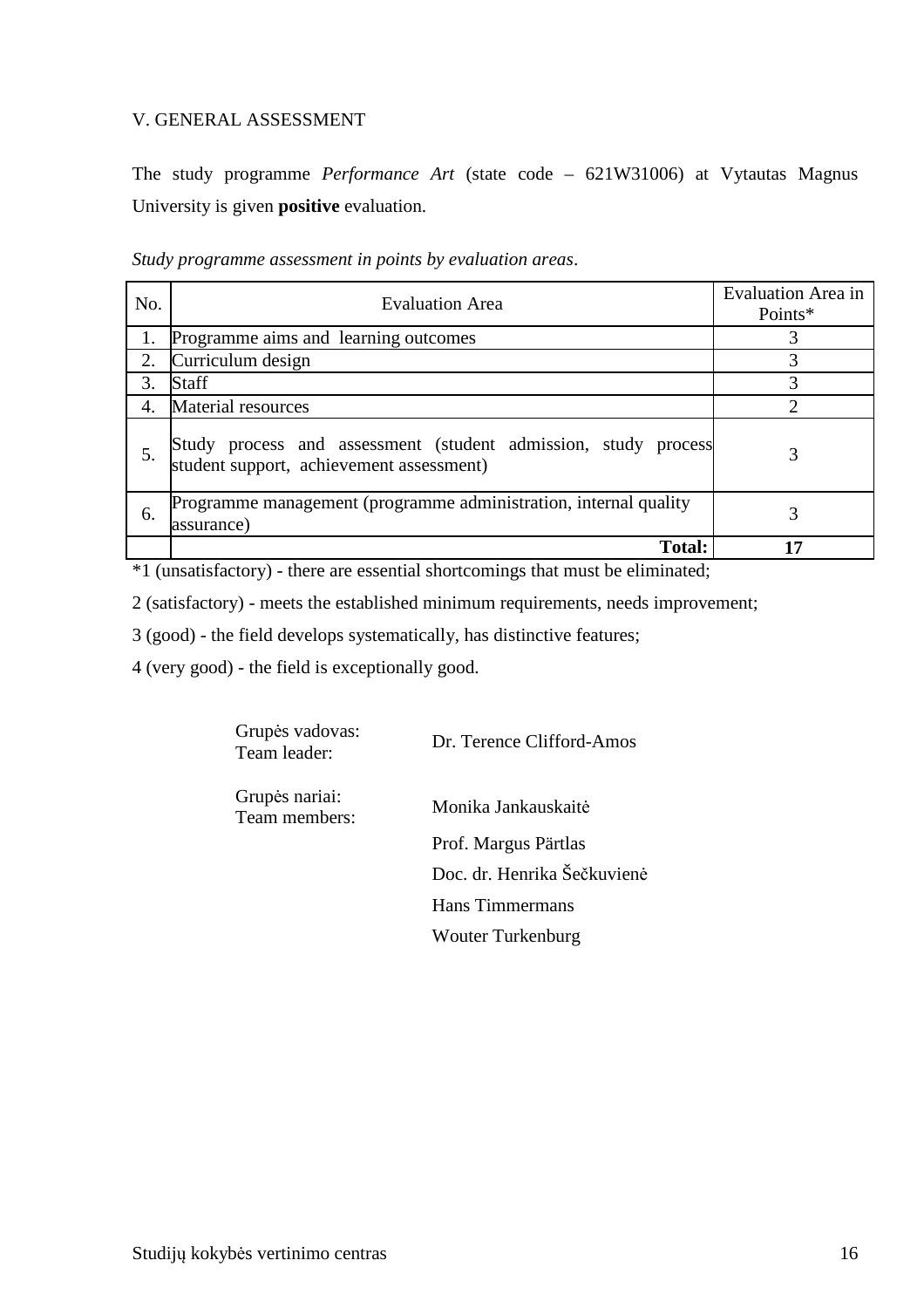## V. GENERAL ASSESSMENT

The study programme *Performance Art* (state code – 621W31006) at Vytautas Magnus University is given **positive** evaluation.

*Study programme assessment in points by evaluation areas*.

| No. | Evaluation Area | Evaluation Area in Points* |
|---|---|---|
| 1. | Programme aims and learning outcomes | 3 |
| 2. | Curriculum design | 3 |
| 3. | Staff | 3 |
| 4. | Material resources | 2 |
| 5. | Study process and assessment (student admission, study process student support, achievement assessment) | 3 |
| 6. | Programme management (programme administration, internal quality assurance) | 3 |
| | **Total:** | **17** |

*1 (unsatisfactory) - there are essential shortcomings that must be eliminated;

2 (satisfactory) - meets the established minimum requirements, needs improvement;

3 (good) - the field develops systematically, has distinctive features;

4 (very good) - the field is exceptionally good.

| | |
|---|---|
| Grupės vadovas:<br>Team leader: | Dr. Terence Clifford-Amos |
| Grupės nariai:<br>Team members: | Monika Jankauskaitė |
| | Prof. Margus Pärtlas |
| | Doc. dr. Henrika Šečkuvienė |
| | Hans Timmermans |
| | Wouter Turkenburg |

Studijų kokybės vertinimo centras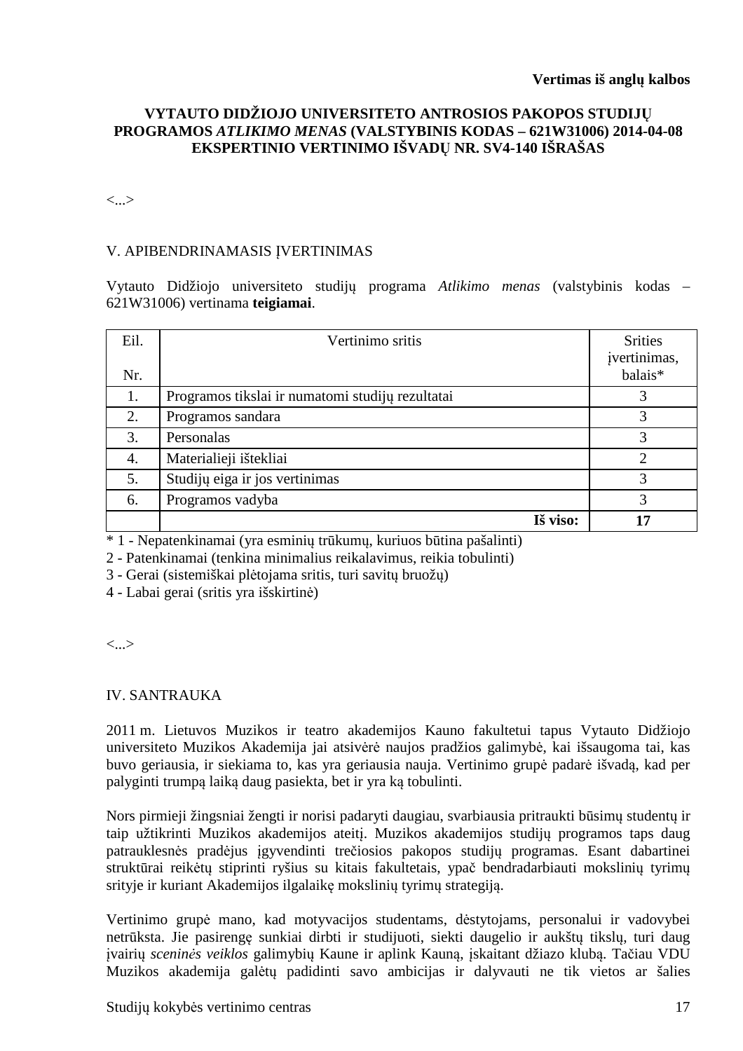**Vertimas iš anglų kalbos**

**VYTAUTO DIDŽIOJO UNIVERSITETO ANTROSIOS PAKOPOS STUDIJŲ PROGRAMOS *ATLIKIMO MENAS* (VALSTYBINIS KODAS – 621W31006) 2014-04-08 EKSPERTINIO VERTINIMO IŠVADŲ NR. SV4-140 IŠRAŠAS**

<...>

V. APIBENDRINAMASIS ĮVERTINIMAS

Vytauto Didžiojo universiteto studijų programa *Atlikimo menas* (valstybinis kodas – 621W31006) vertinama **teigiamai**.

| Eil. Nr. | Vertinimo sritis | Srities įvertinimas, balais* |
|---|---|---|
| 1. | Programos tikslai ir numatomi studijų rezultatai | 3 |
| 2. | Programos sandara | 3 |
| 3. | Personalas | 3 |
| 4. | Materialieji ištekliai | 2 |
| 5. | Studijų eiga ir jos vertinimas | 3 |
| 6. | Programos vadyba | 3 |
| | **Iš viso:** | **17** |

* 1 - Nepatenkinamai (yra esminių trūkumų, kuriuos būtina pašalinti)
2 - Patenkinamai (tenkina minimalius reikalavimus, reikia tobulinti)
3 - Gerai (sistemiškai plėtojama sritis, turi savitų bruožų)
4 - Labai gerai (sritis yra išskirtinė)

<...>

IV. SANTRAUKA

2011 m. Lietuvos Muzikos ir teatro akademijos Kauno fakultetui tapus Vytauto Didžiojo universiteto Muzikos Akademija jai atsivėrė naujos pradžios galimybė, kai išsaugoma tai, kas buvo geriausia, ir siekiama to, kas yra geriausia nauja. Vertinimo grupė padarė išvadą, kad per palyginti trumpą laiką daug pasiekta, bet ir yra ką tobulinti.

Nors pirmieji žingsniai žengti ir norisi padaryti daugiau, svarbiausia pritraukti būsimų studentų ir taip užtikrinti Muzikos akademijos ateitį. Muzikos akademijos studijų programos taps daug patrauklesnės pradėjus įgyvendinti trečiosios pakopos studijų programas. Esant dabartinei struktūrai reikėtų stiprinti ryšius su kitais fakultetais, ypač bendradarbiauti mokslinių tyrimų srityje ir kuriant Akademijos ilgalaikę mokslinių tyrimų strategiją.

Vertinimo grupė mano, kad motyvacijos studentams, dėstytojams, personalui ir vadovybei netrūksta. Jie pasirengę sunkiai dirbti ir studijuoti, siekti daugelio ir aukštų tikslų, turi daug įvairių *sceninės veiklos* galimybių Kaune ir aplink Kauną, įskaitant džiazo klubą. Tačiau VDU Muzikos akademija galėtų padidinti savo ambicijas ir dalyvauti ne tik vietos ar šalies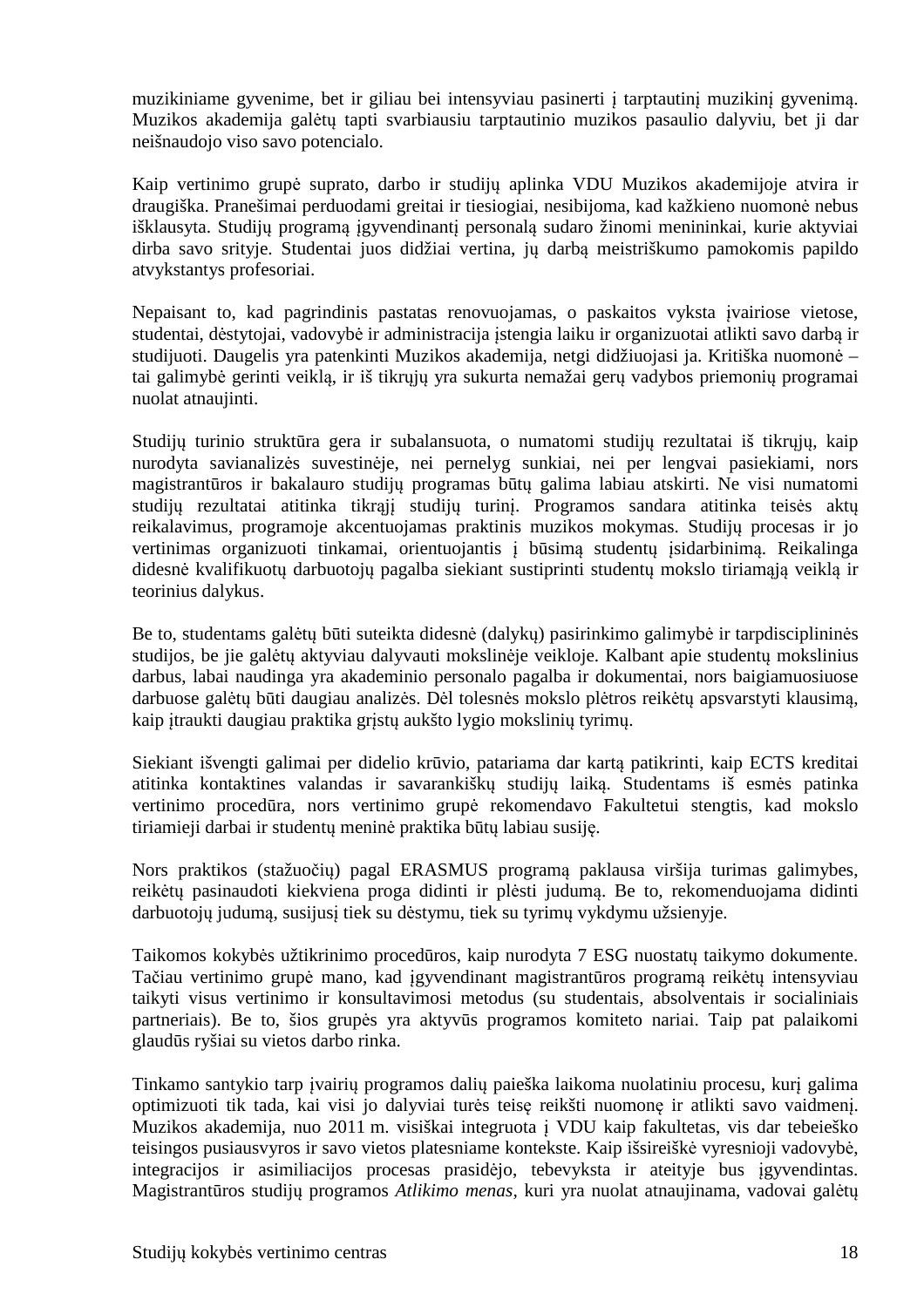muzikiniame gyvenime, bet ir giliau bei intensyviau pasinerti į tarptautinį muzikinį gyvenimą. Muzikos akademija galėtų tapti svarbiausiu tarptautinio muzikos pasaulio dalyviu, bet ji dar neišnaudojo viso savo potencialo.

Kaip vertinimo grupė suprato, darbo ir studijų aplinka VDU Muzikos akademijoje atvira ir draugiška. Pranešimai perduodami greitai ir tiesiogiai, nesibijoma, kad kažkieno nuomonė nebus išklausyta. Studijų programą įgyvendinantį personalą sudaro žinomi menininkai, kurie aktyviai dirba savo srityje. Studentai juos didžiai vertina, jų darbą meistriškumo pamokomis papildo atvykstantys profesoriai.

Nepaisant to, kad pagrindinis pastatas renovuojamas, o paskaitos vyksta įvairiose vietose, studentai, dėstytojai, vadovybė ir administracija įstengia laiku ir organizuotai atlikti savo darbą ir studijuoti. Daugelis yra patenkinti Muzikos akademija, netgi didžiuojasi ja. Kritiška nuomonė – tai galimybė gerinti veiklą, ir iš tikrųjų yra sukurta nemažai gerų vadybos priemonių programai nuolat atnaujinti.

Studijų turinio struktūra gera ir subalansuota, o numatomi studijų rezultatai iš tikrųjų, kaip nurodyta savianalizės suvestinėje, nei pernelyg sunkiai, nei per lengvai pasiekiami, nors magistrantūros ir bakalauro studijų programas būtų galima labiau atskirti. Ne visi numatomi studijų rezultatai atitinka tikrąjį studijų turinį. Programos sandara atitinka teisės aktų reikalavimus, programoje akcentuojamas praktinis muzikos mokymas. Studijų procesas ir jo vertinimas organizuoti tinkamai, orientuojantis į būsimą studentų įsidarbinimą. Reikalinga didesnė kvalifikuotų darbuotojų pagalba siekiant sustiprinti studentų mokslo tiriamąją veiklą ir teorinius dalykus.

Be to, studentams galėtų būti suteikta didesnė (dalykų) pasirinkimo galimybė ir tarpdisciplininės studijos, be jie galėtų aktyviau dalyvauti mokslinėje veikloje. Kalbant apie studentų mokslinius darbus, labai naudinga yra akademinio personalo pagalba ir dokumentai, nors baigiamuosiuose darbuose galėtų būti daugiau analizės. Dėl tolesnės mokslo plėtros reikėtų apsvarstyti klausimą, kaip įtraukti daugiau praktika grįstų aukšto lygio mokslinių tyrimų.

Siekiant išvengti galimai per didelio krūvio, patariama dar kartą patikrinti, kaip ECTS kreditai atitinka kontaktines valandas ir savarankiškų studijų laiką. Studentams iš esmės patinka vertinimo procedūra, nors vertinimo grupė rekomendavo Fakultetui stengtis, kad mokslo tiriamieji darbai ir studentų meninė praktika būtų labiau susiję.

Nors praktikos (stažuočių) pagal ERASMUS programą paklausa viršija turimas galimybes, reikėtų pasinaudoti kiekviena proga didinti ir plėsti judumą. Be to, rekomenduojama didinti darbuotojų judumą, susijusį tiek su dėstymu, tiek su tyrimų vykdymu užsienyje.

Taikomos kokybės užtikrinimo procedūros, kaip nurodyta 7 ESG nuostatų taikymo dokumente. Tačiau vertinimo grupė mano, kad įgyvendinant magistrantūros programą reikėtų intensyviau taikyti visus vertinimo ir konsultavimosi metodus (su studentais, absolventais ir socialiniais partneriais). Be to, šios grupės yra aktyvūs programos komiteto nariai. Taip pat palaikomi glaudūs ryšiai su vietos darbo rinka.

Tinkamo santykio tarp įvairių programos dalių paieška laikoma nuolatiniu procesu, kurį galima optimizuoti tik tada, kai visi jo dalyviai turės teisę reikšti nuomonę ir atlikti savo vaidmenį. Muzikos akademija, nuo 2011 m. visiškai integruota į VDU kaip fakultetas, vis dar tebeieško teisingos pusiausvyros ir savo vietos platesniame kontekste. Kaip išsireiškė vyresnioji vadovybė, integracijos ir asimiliacijos procesas prasidėjo, tebevyksta ir ateityje bus įgyvendintas. Magistrantūros studijų programos *Atlikimo menas*, kuri yra nuolat atnaujinama, vadovai galėtų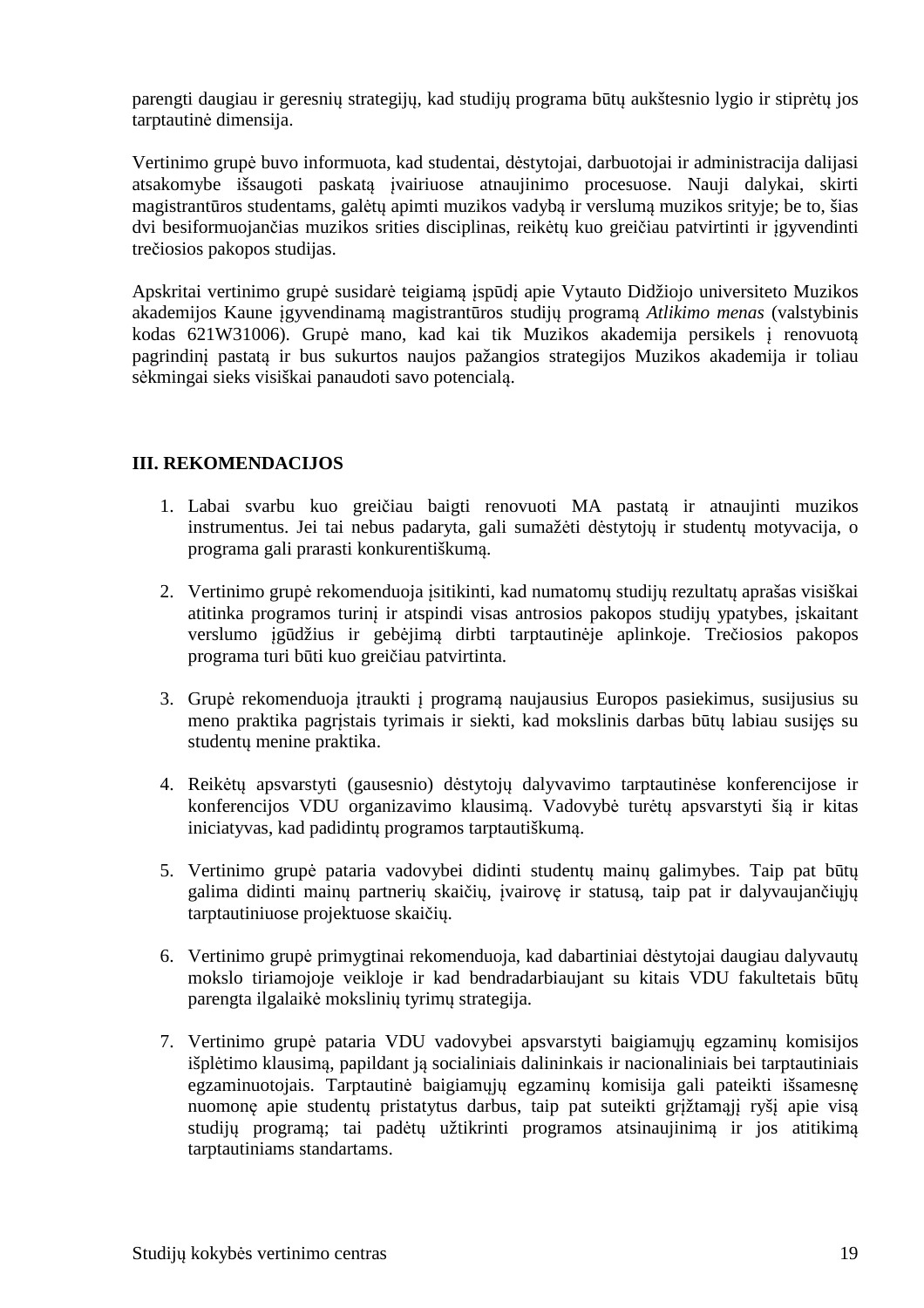parengti daugiau ir geresnių strategijų, kad studijų programa būtų aukštesnio lygio ir stiprėtų jos tarptautinė dimensija.

Vertinimo grupė buvo informuota, kad studentai, dėstytojai, darbuotojai ir administracija dalijasi atsakomybe išsaugoti paskatą įvairiuose atnaujinimo procesuose. Nauji dalykai, skirti magistrantūros studentams, galėtų apimti muzikos vadybą ir verslumą muzikos srityje; be to, šias dvi besiformuojančias muzikos srities disciplinas, reikėtų kuo greičiau patvirtinti ir įgyvendinti trečiosios pakopos studijas.

Apskritai vertinimo grupė susidarė teigiamą įspūdį apie Vytauto Didžiojo universiteto Muzikos akademijos Kaune įgyvendinamą magistrantūros studijų programą *Atlikimo menas* (valstybinis kodas 621W31006). Grupė mano, kad kai tik Muzikos akademija persikels į renovuotą pagrindinį pastatą ir bus sukurtos naujos pažangios strategijos Muzikos akademija ir toliau sėkmingai sieks visiškai panaudoti savo potencialą.

## III. REKOMENDACIJOS

1. Labai svarbu kuo greičiau baigti renovuoti MA pastatą ir atnaujinti muzikos instrumentus. Jei tai nebus padaryta, gali sumažėti dėstytojų ir studentų motyvacija, o programa gali prarasti konkurentiškumą.

2. Vertinimo grupė rekomenduoja įsitikinti, kad numatomų studijų rezultatų aprašas visiškai atitinka programos turinį ir atspindi visas antrosios pakopos studijų ypatybes, įskaitant verslumo įgūdžius ir gebėjimą dirbti tarptautinėje aplinkoje. Trečiosios pakopos programa turi būti kuo greičiau patvirtinta.

3. Grupė rekomenduoja įtraukti į programą naujausius Europos pasiekimus, susijusius su meno praktika pagrįstais tyrimais ir siekti, kad mokslinis darbas būtų labiau susijęs su studentų menine praktika.

4. Reikėtų apsvarstyti (gausesnio) dėstytojų dalyvavimo tarptautinėse konferencijose ir konferencijos VDU organizavimo klausimą. Vadovybė turėtų apsvarstyti šią ir kitas iniciatyvas, kad padidintų programos tarptautiškumą.

5. Vertinimo grupė pataria vadovybei didinti studentų mainų galimybes. Taip pat būtų galima didinti mainų partnerių skaičių, įvairovę ir statusą, taip pat ir dalyvaujančiųjų tarptautiniuose projektuose skaičių.

6. Vertinimo grupė primygtinai rekomenduoja, kad dabartiniai dėstytojai daugiau dalyvautų mokslo tiriamojoje veikloje ir kad bendradarbiaujant su kitais VDU fakultetais būtų parengta ilgalaikė mokslinių tyrimų strategija.

7. Vertinimo grupė pataria VDU vadovybei apsvarstyti baigiamųjų egzaminų komisijos išplėtimo klausimą, papildant ją socialiniais dalininkais ir nacionaliniais bei tarptautiniais egzaminuotojais. Tarptautinė baigiamųjų egzaminų komisija gali pateikti išsamesnę nuomonę apie studentų pristatytus darbus, taip pat suteikti grįžtamąjį ryšį apie visą studijų programą; tai padėtų užtikrinti programos atsinaujinimą ir jos atitikimą tarptautiniams standartams.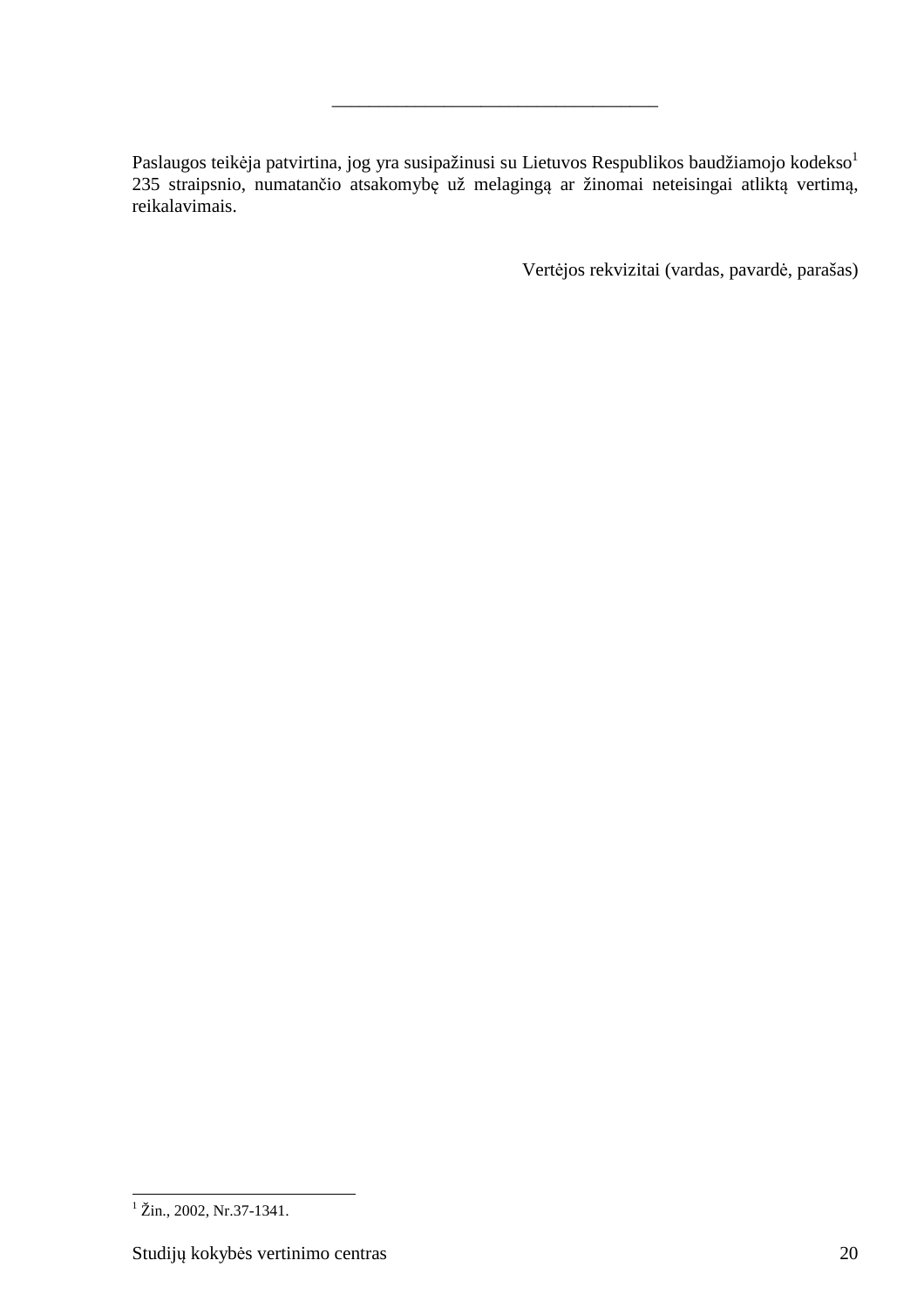\_\_\_\_\_\_\_\_\_\_\_\_\_\_\_\_\_\_\_\_\_\_\_\_\_\_\_\_\_\_\_\_\_\_

Paslaugos teikėja patvirtina, jog yra susipažinusi su Lietuvos Respublikos baudžiamojo kodekso[1] 235 straipsnio, numatančio atsakomybę už melagingą ar žinomai neteisingai atliktą vertimą, reikalavimais.

Vertėjos rekvizitai (vardas, pavardė, parašas)

[1] Žin., 2002, Nr.37-1341.